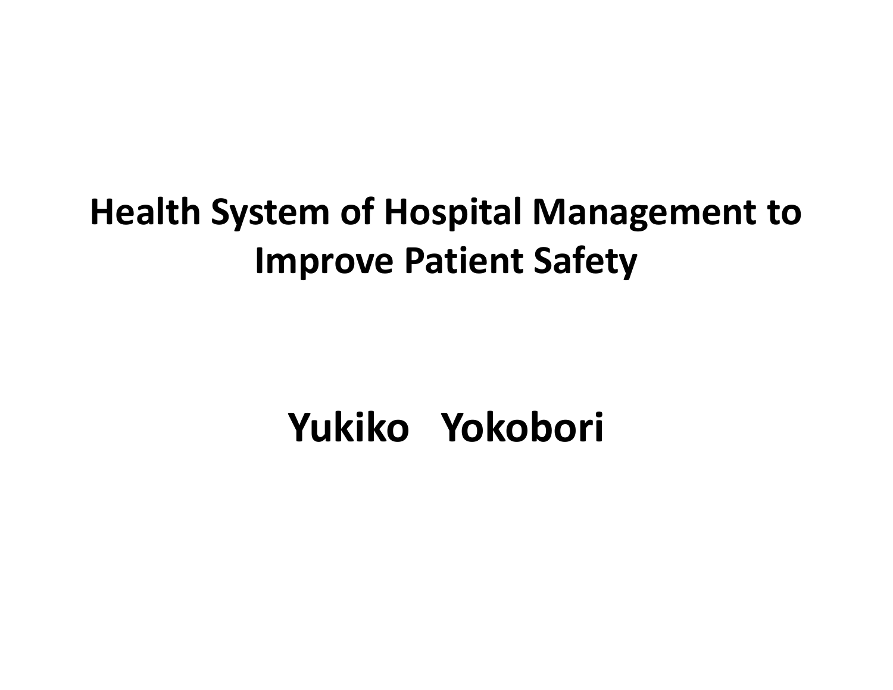# Health System of Hospital Management to Improve Patient Safety

**Yukiko Yokobori**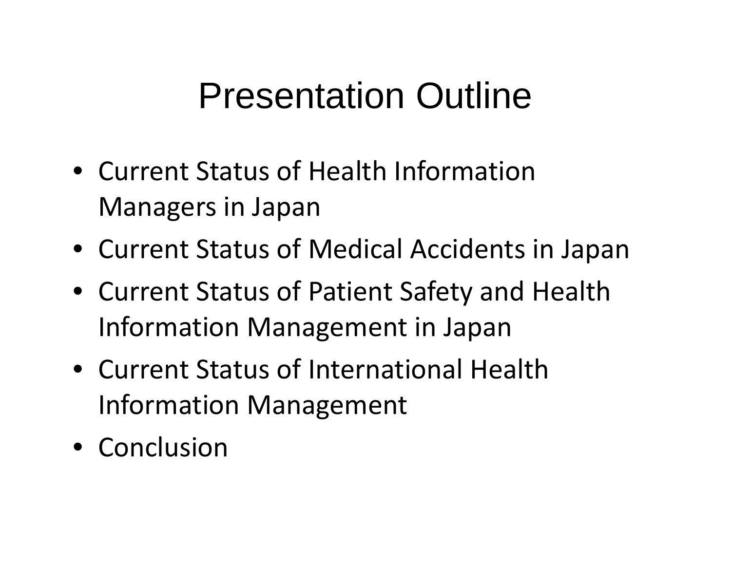# Presentation Outline

- Current Status of Health Information Managers in Japan
- Current Status of Medical Accidents in Japan
- Current Status of Patient Safety and Health Information Management in Japan
- Current Status of International Health Information Management
- Conclusion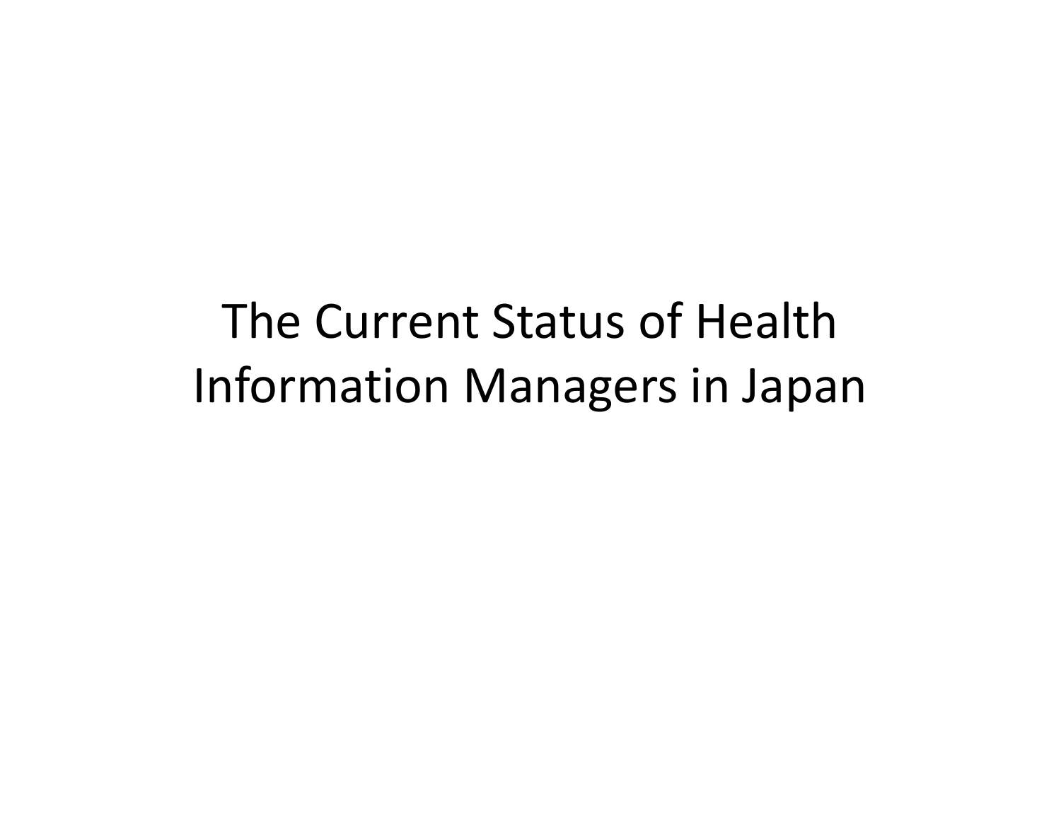# The Current Status of Health Information Managers in Japan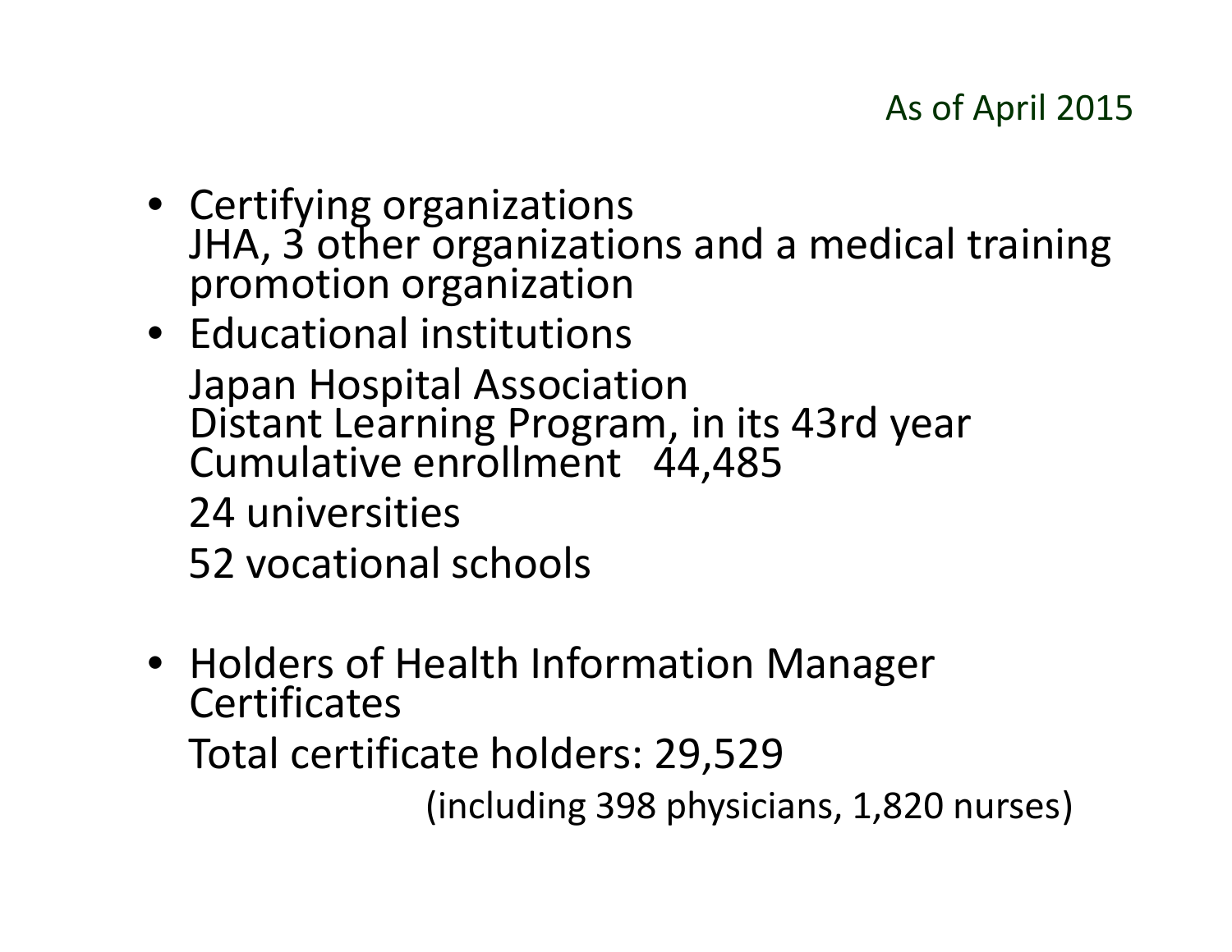As of April 2015

- Certifying organizations
  JHA, 3 other organizations and a medical training promotion organization
- Educational institutions
  Japan Hospital Association
  Distant Learning Program, in its 43rd year
  Cumulative enrollment 44,485
  24 universities
  52 vocational schools
- Holders of Health Information Manager Certificates
  Total certificate holders: 29,529
  (including 398 physicians, 1,820 nurses)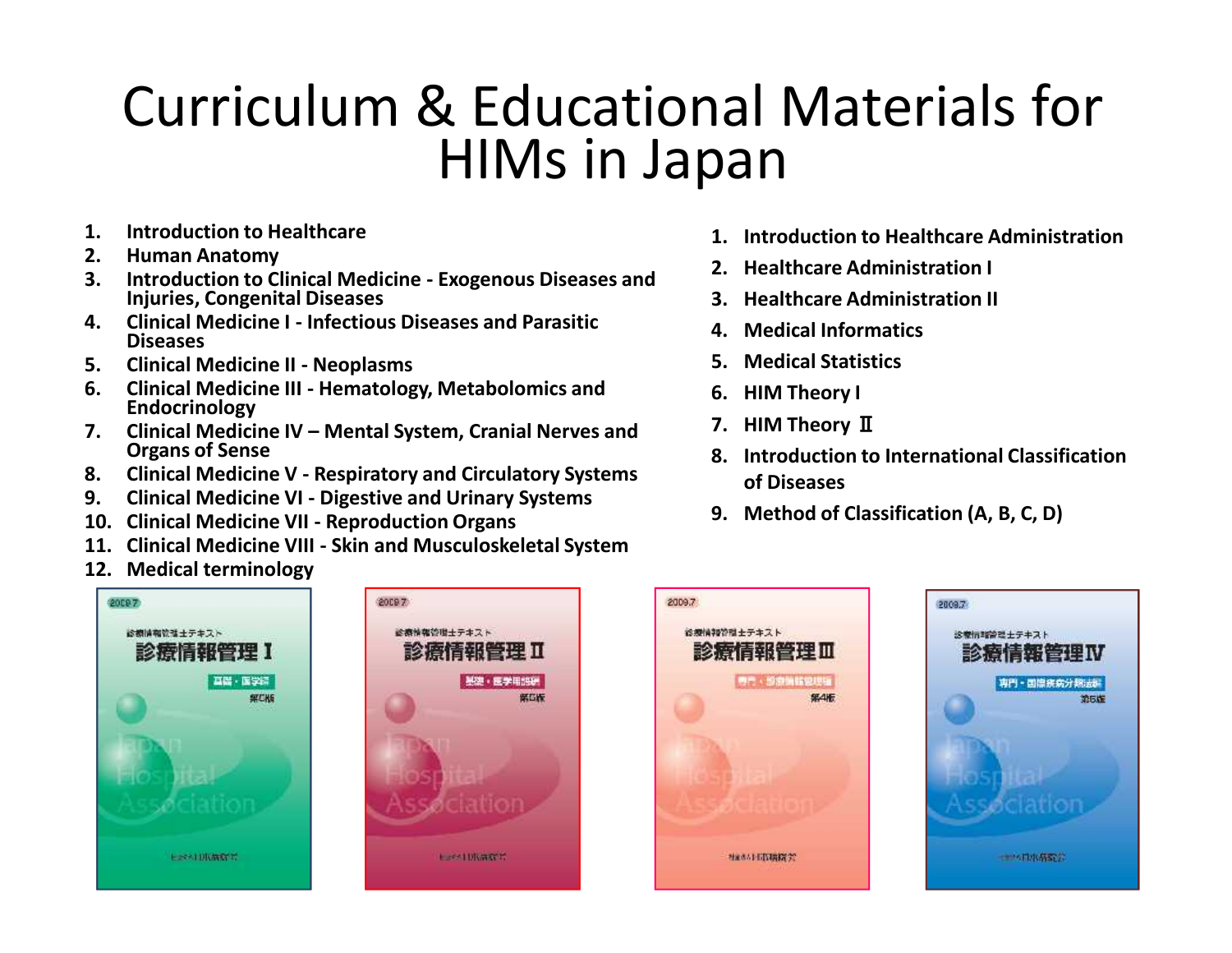# Curriculum & Educational Materials for HIMs in Japan

1. Introduction to Healthcare
2. Human Anatomy
3. Introduction to Clinical Medicine - Exogenous Diseases and Injuries, Congenital Diseases
4. Clinical Medicine I - Infectious Diseases and Parasitic Diseases
5. Clinical Medicine II - Neoplasms
6. Clinical Medicine III - Hematology, Metabolomics and Endocrinology
7. Clinical Medicine IV – Mental System, Cranial Nerves and Organs of Sense
8. Clinical Medicine V - Respiratory and Circulatory Systems
9. Clinical Medicine VI - Digestive and Urinary Systems
10. Clinical Medicine VII - Reproduction Organs
11. Clinical Medicine VIII - Skin and Musculoskeletal System
12. Medical terminology

1. Introduction to Healthcare Administration
2. Healthcare Administration I
3. Healthcare Administration II
4. Medical Informatics
5. Medical Statistics
6. HIM Theory I
7. HIM Theory Ⅱ
8. Introduction to International Classification of Diseases
9. Method of Classification (A, B, C, D)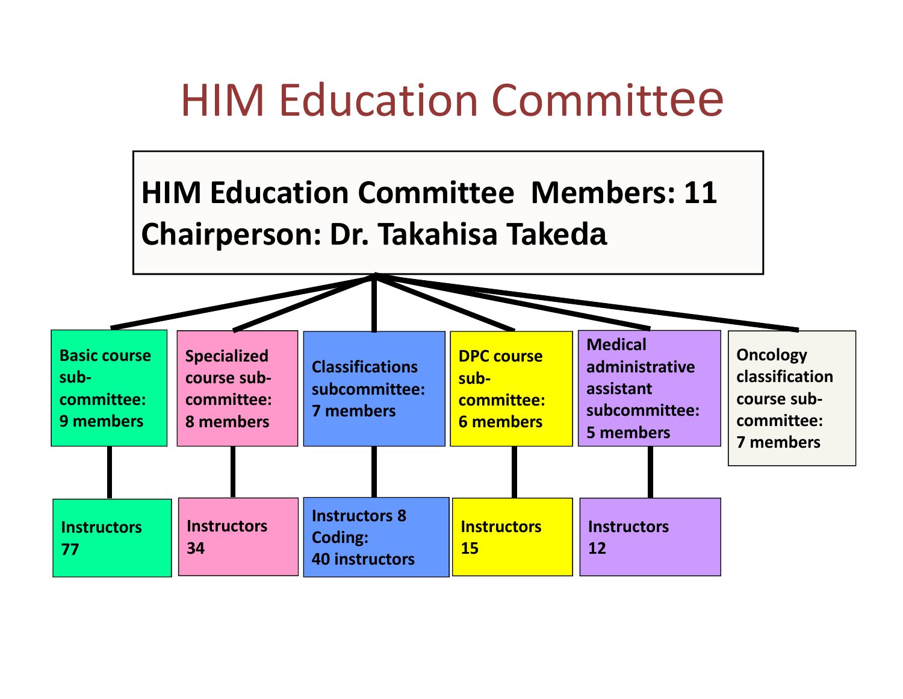# HIM Education Committee

**HIM Education Committee Members: 11**
**Chairperson: Dr. Takahisa Takeda**

- **Basic course sub-committee: 9 members**
  - Instructors 77
- **Specialized course sub-committee: 8 members**
  - Instructors 34
- **Classifications subcommittee: 7 members**
  - Instructors 8
  - Coding: 40 instructors
- **DPC course sub-committee: 6 members**
  - Instructors 15
- **Medical administrative assistant subcommittee: 5 members**
  - Instructors 12
- **Oncology classification course sub-committee: 7 members**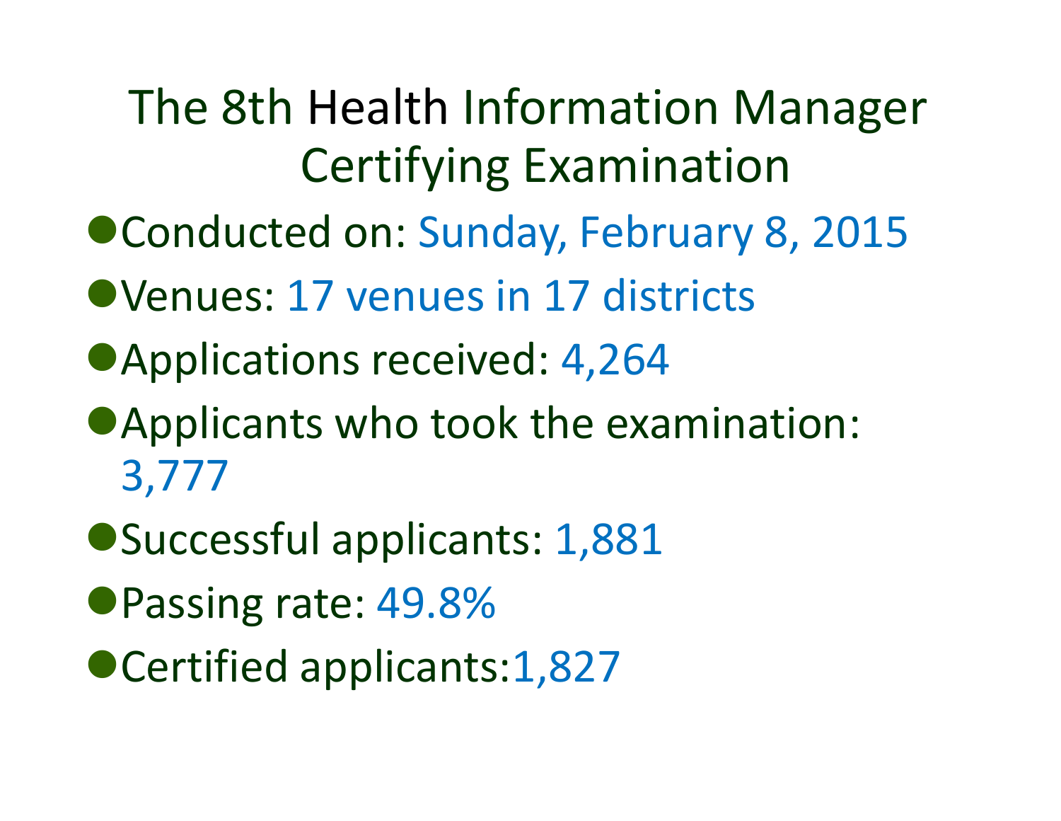# The 8th Health Information Manager Certifying Examination

- Conducted on: Sunday, February 8, 2015
- Venues: 17 venues in 17 districts
- Applications received: 4,264
- Applicants who took the examination: 3,777
- Successful applicants: 1,881
- Passing rate: 49.8%
- Certified applicants:1,827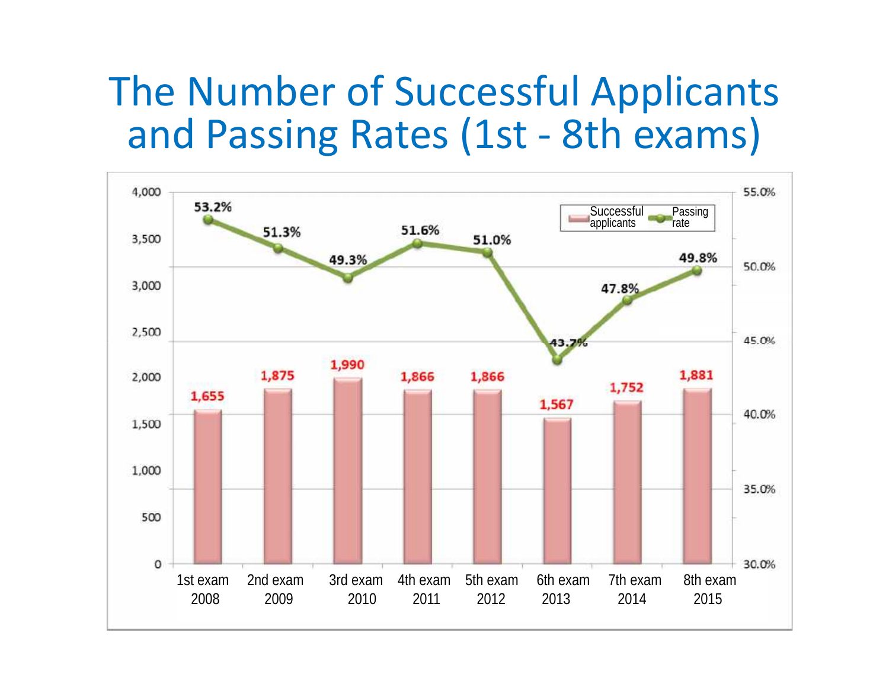# The Number of Successful Applicants and Passing Rates (1st - 8th exams)

| Exam | Year | Successful applicants | Passing rate |
|---|---|---|---|
| 1st exam | 2008 | 1,655 | 53.2% |
| 2nd exam | 2009 | 1,875 | 51.3% |
| 3rd exam | 2010 | 1,990 | 49.3% |
| 4th exam | 2011 | 1,866 | 51.6% |
| 5th exam | 2012 | 1,866 | 51.0% |
| 6th exam | 2013 | 1,567 | 43.7% |
| 7th exam | 2014 | 1,752 | 47.8% |
| 8th exam | 2015 | 1,881 | 49.8% |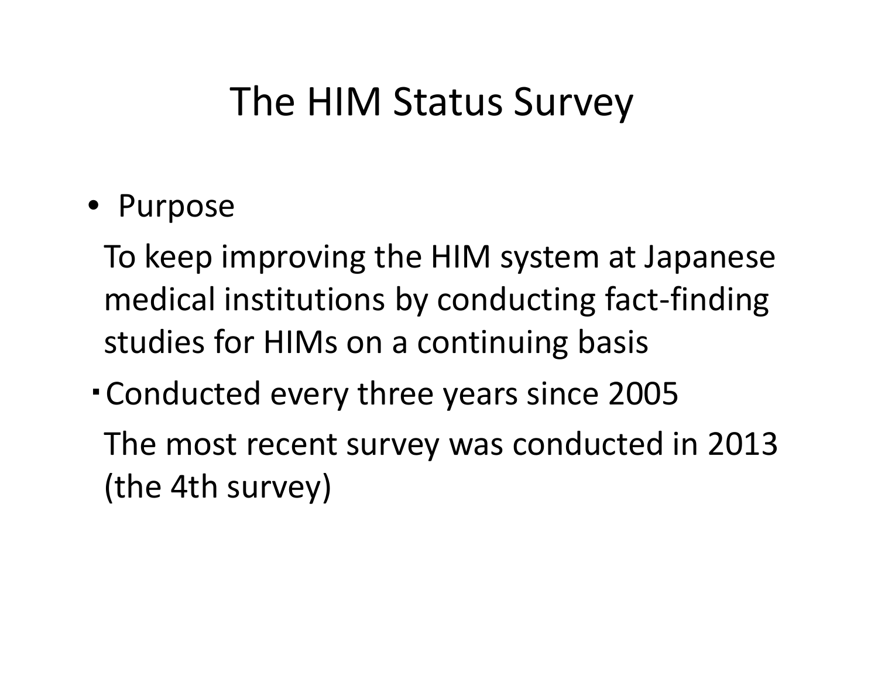# The HIM Status Survey

- Purpose

  To keep improving the HIM system at Japanese medical institutions by conducting fact-finding studies for HIMs on a continuing basis

・Conducted every three years since 2005

  The most recent survey was conducted in 2013 (the 4th survey)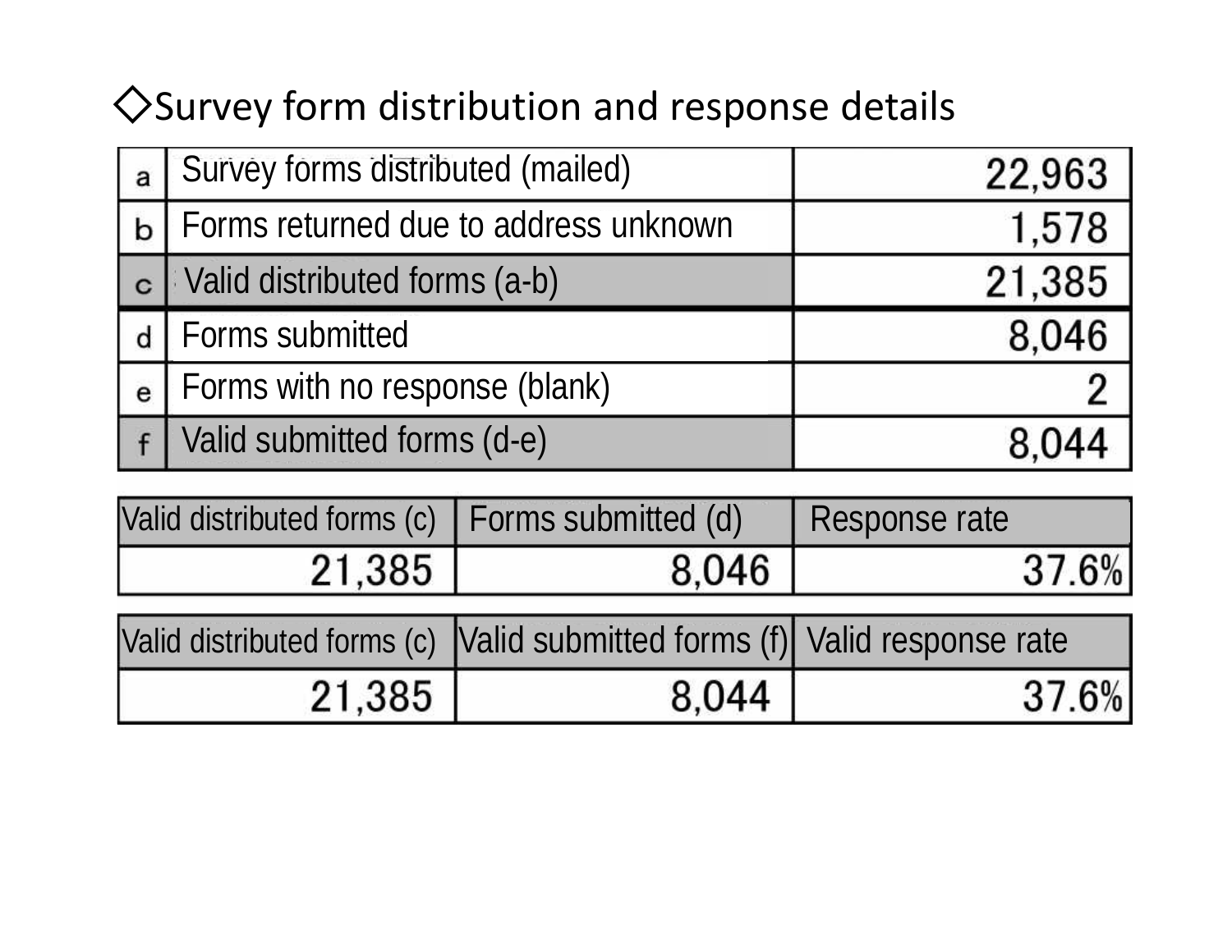## ◇Survey form distribution and response details

| | | |
|---|---|---|
| a | Survey forms distributed (mailed) | 22,963 |
| b | Forms returned due to address unknown | 1,578 |
| c | Valid distributed forms (a-b) | 21,385 |
| d | Forms submitted | 8,046 |
| e | Forms with no response (blank) | 2 |
| f | Valid submitted forms (d-e) | 8,044 |

| Valid distributed forms (c) | Forms submitted (d) | Response rate |
|---|---|---|
| 21,385 | 8,046 | 37.6% |

| Valid distributed forms (c) | Valid submitted forms (f) | Valid response rate |
|---|---|---|
| 21,385 | 8,044 | 37.6% |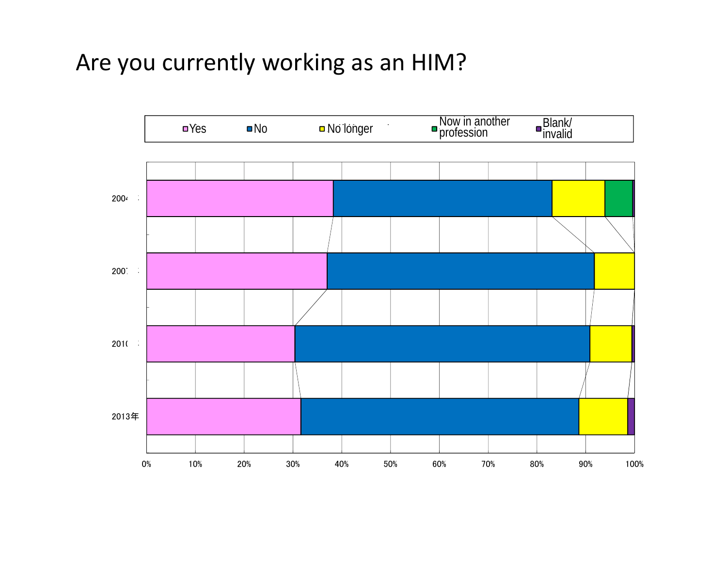# Are you currently working as an HIM?

Yes | No | No longer | Now in another profession | Blank/ invalid

2004
2007
2010
2013年

0% 10% 20% 30% 40% 50% 60% 70% 80% 90% 100%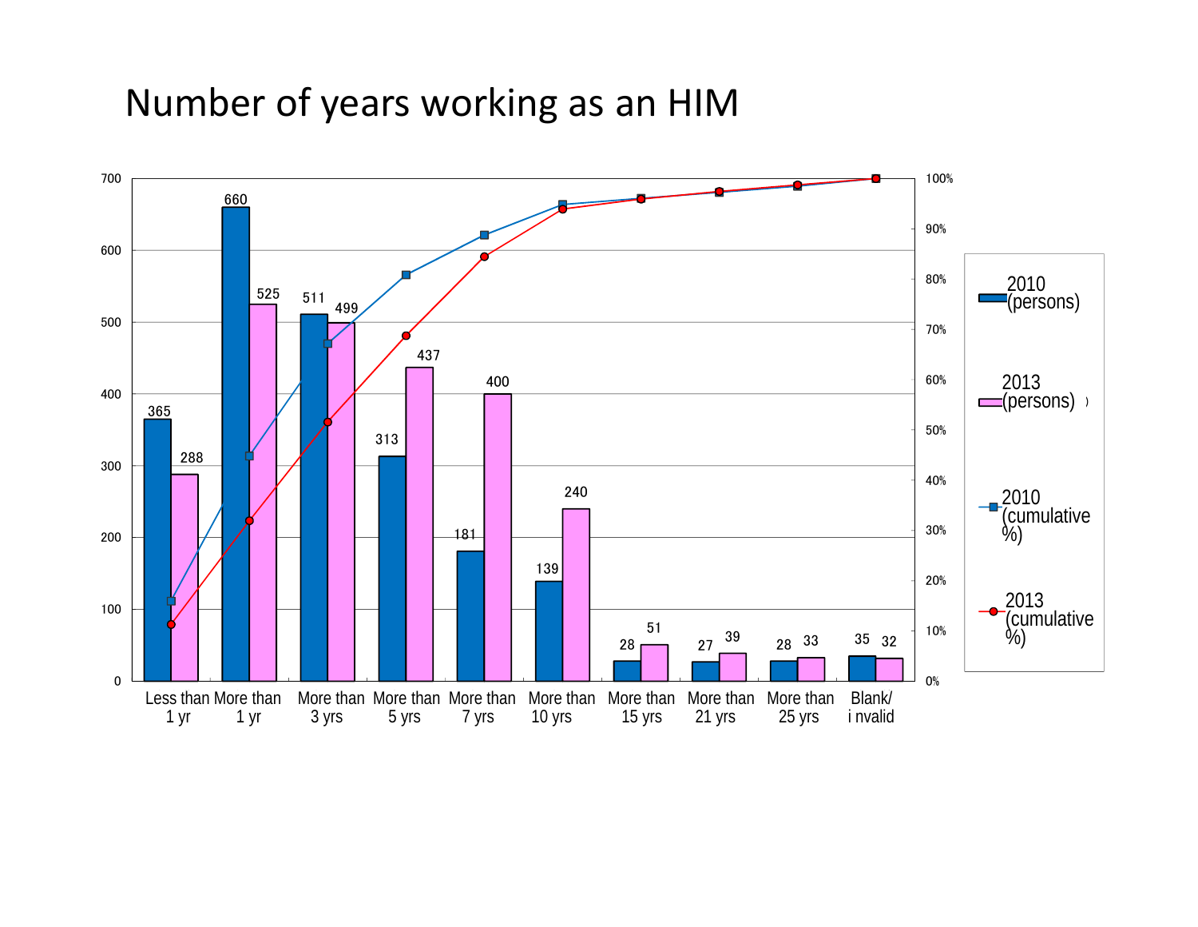# Number of years working as an HIM

| | 2010 (persons) | 2013 (persons) |
|---|---|---|
| Less than 1 yr | 365 | 288 |
| More than 1 yr | 660 | 525 |
| More than 3 yrs | 511 | 499 |
| More than 5 yrs | 313 | 437 |
| More than 7 yrs | 181 | 400 |
| More than 10 yrs | 139 | 240 |
| More than 15 yrs | 28 | 51 |
| More than 21 yrs | 27 | 39 |
| More than 25 yrs | 28 | 33 |
| Blank/ invalid | 35 | 32 |

Legend: 2010 (persons), 2013 (persons), 2010 (cumulative %), 2013 (cumulative %)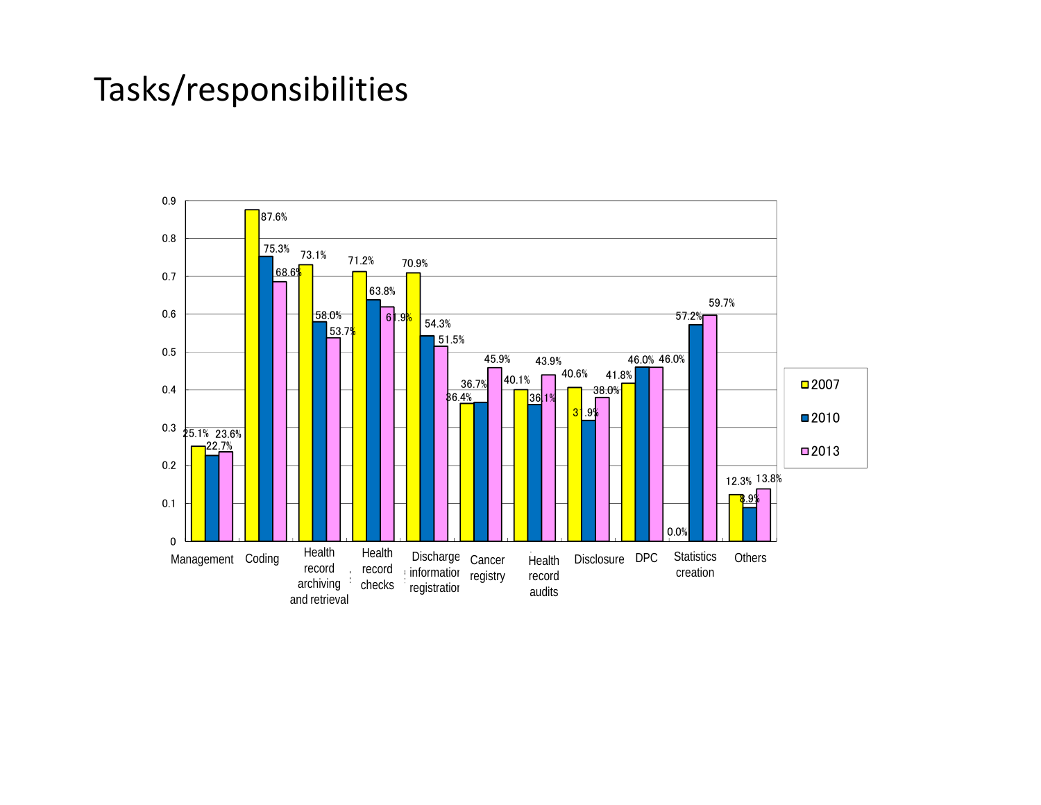# Tasks/responsibilities

| | 2007 | 2010 | 2013 |
|---|---|---|---|
| Management | 25.1% | 22.7% | 23.6% |
| Coding | 87.6% | 75.3% | 68.6% |
| Health record archiving and retrieval | 73.1% | 58.0% | 53.7% |
| Health record checks | 71.2% | 63.8% | 61.9% |
| Discharge information registration | 70.9% | 54.3% | 51.5% |
| Cancer registry | 36.4% | 36.7% | 45.9% |
| Health record audits | 40.1% | 36.1% | 43.9% |
| Disclosure | 40.6% | 31.9% | 38.0% |
| DPC | 41.8% | 46.0% | 46.0% |
| Statistics creation | 0.0% | 57.2% | 59.7% |
| Others | 12.3% | 8.9% | 13.8% |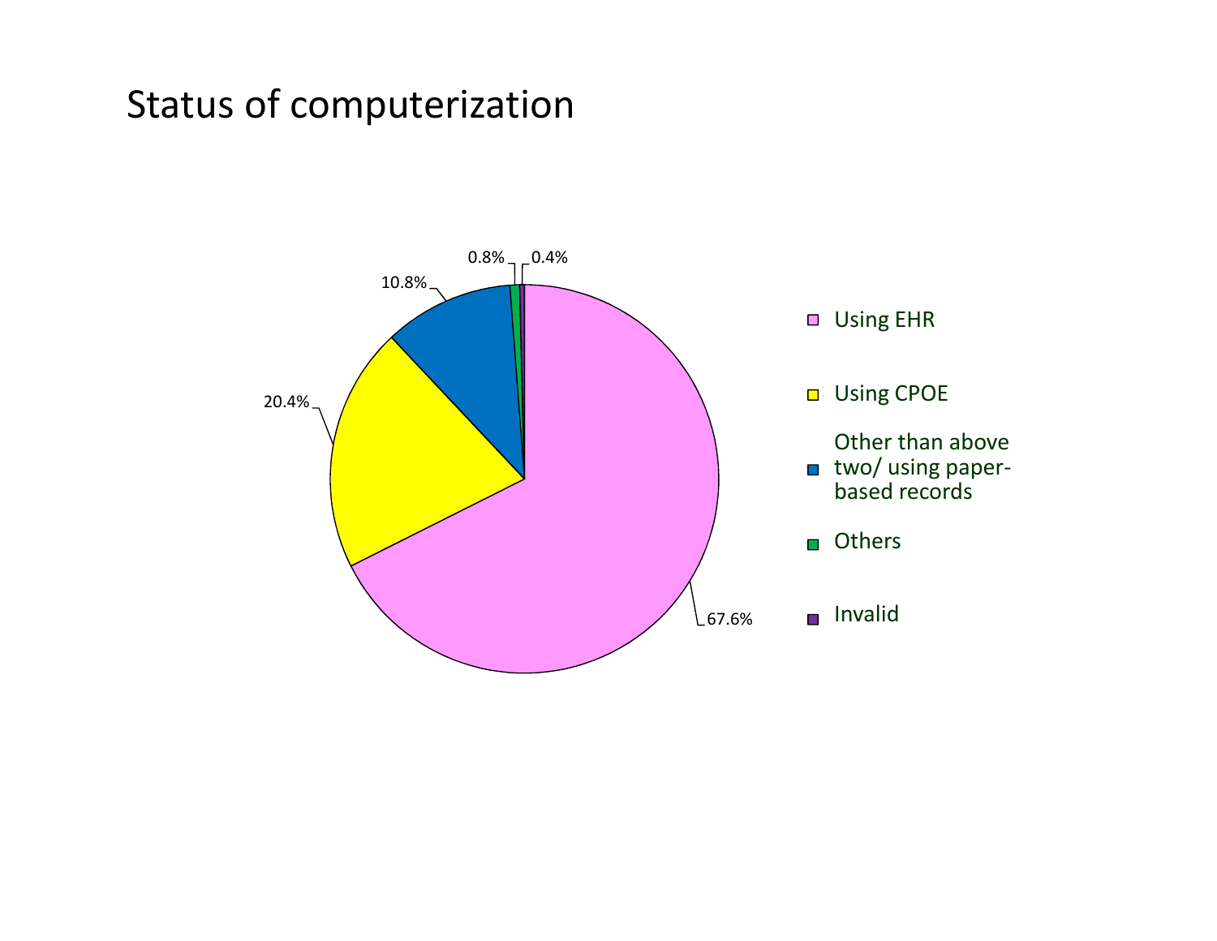# Status of computerization

| Category | Percentage |
| --- | --- |
| Using EHR | 67.6% |
| Using CPOE | 20.4% |
| Other than above two/ using paper-based records | 10.8% |
| Others | 0.8% |
| Invalid | 0.4% |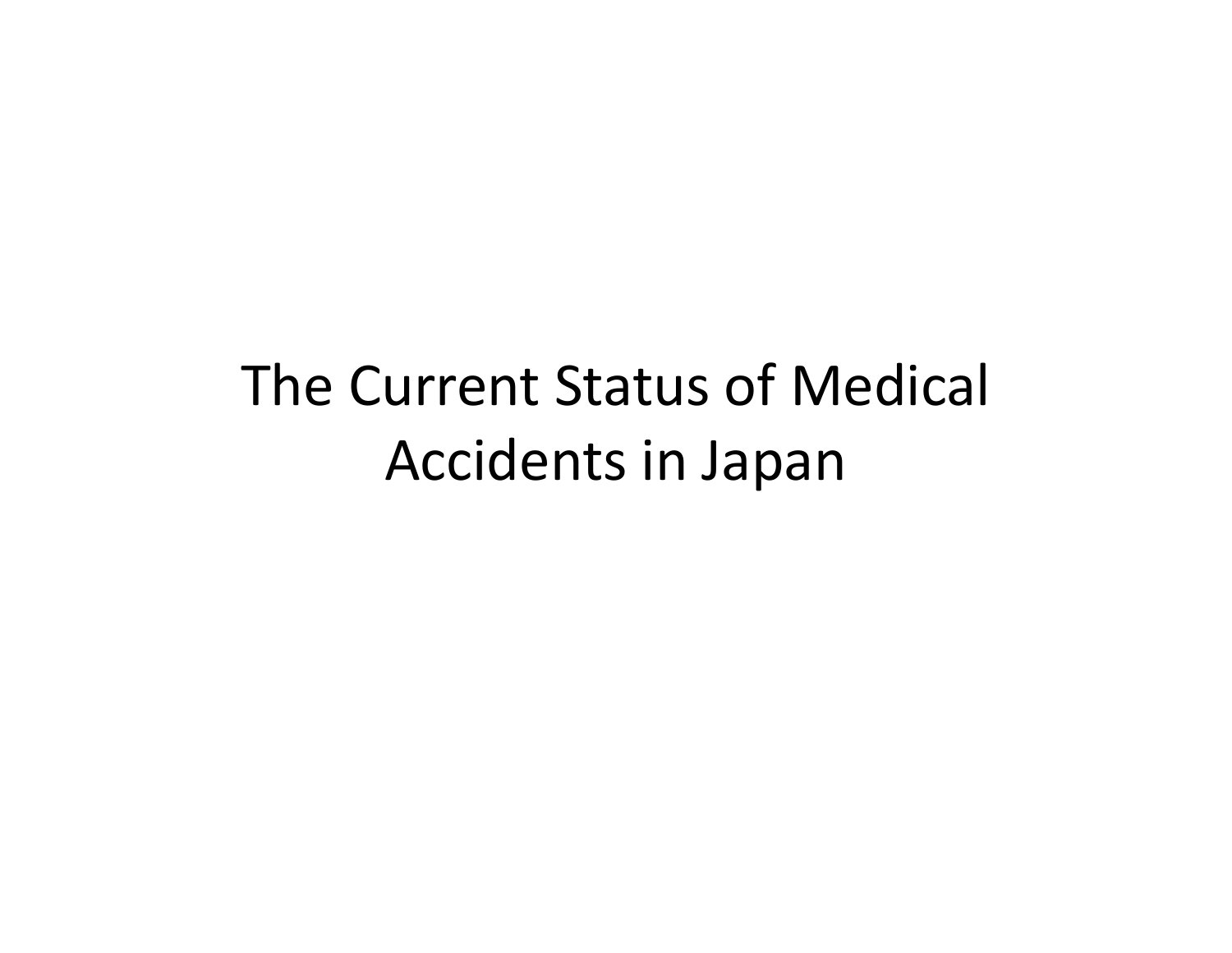# The Current Status of Medical Accidents in Japan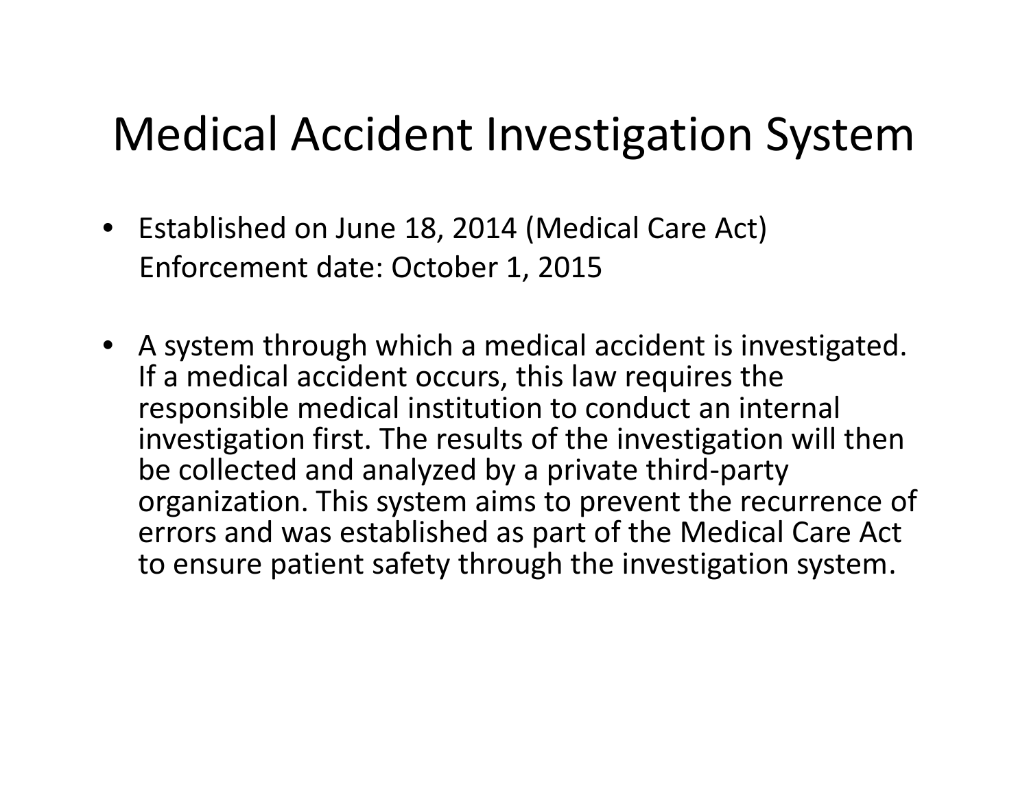# Medical Accident Investigation System

- Established on June 18, 2014 (Medical Care Act)
  Enforcement date: October 1, 2015

- A system through which a medical accident is investigated. If a medical accident occurs, this law requires the responsible medical institution to conduct an internal investigation first. The results of the investigation will then be collected and analyzed by a private third-party organization. This system aims to prevent the recurrence of errors and was established as part of the Medical Care Act to ensure patient safety through the investigation system.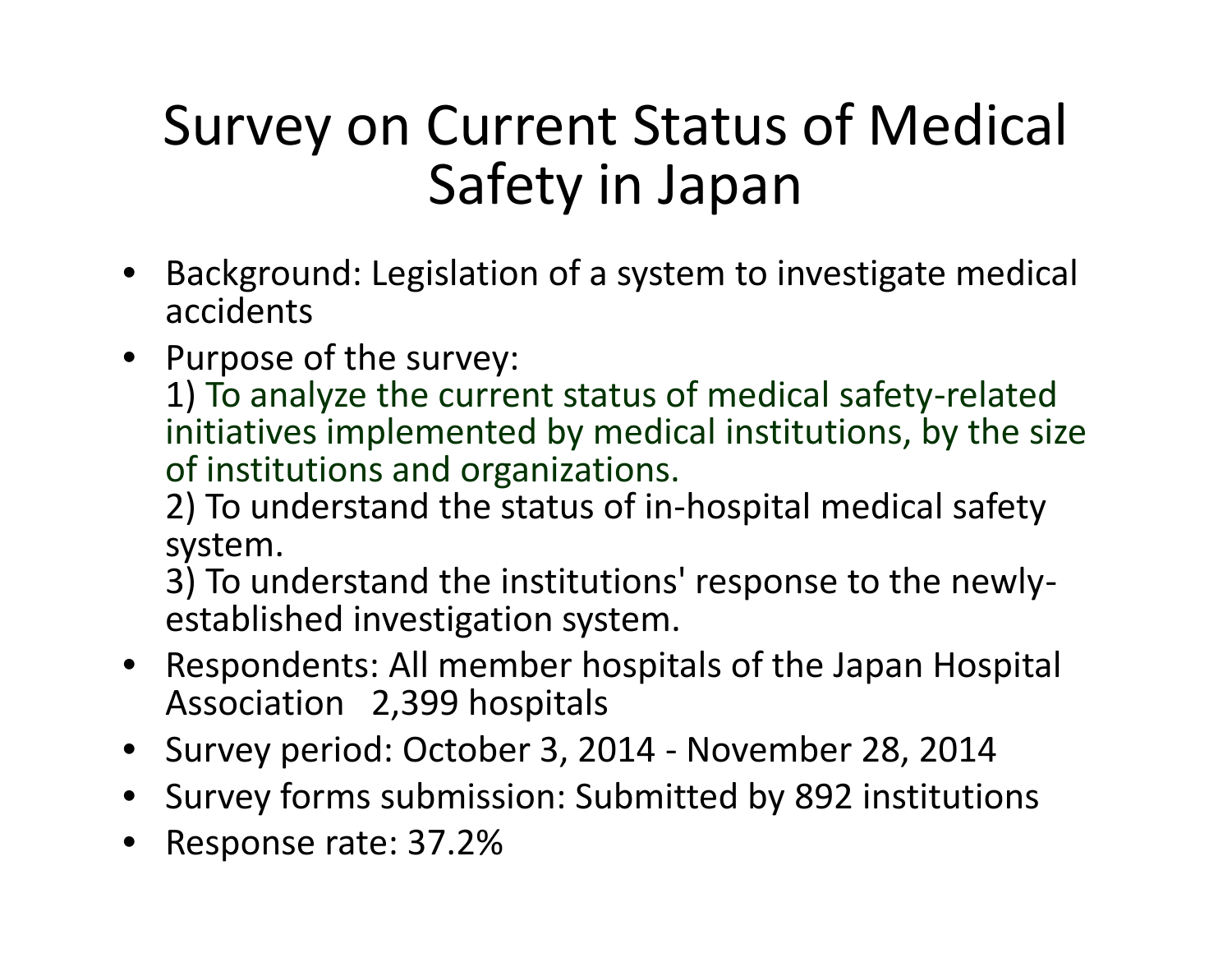# Survey on Current Status of Medical Safety in Japan

- Background: Legislation of a system to investigate medical accidents
- Purpose of the survey:
  1) To analyze the current status of medical safety-related initiatives implemented by medical institutions, by the size of institutions and organizations.
  2) To understand the status of in-hospital medical safety system.
  3) To understand the institutions' response to the newly-established investigation system.
- Respondents: All member hospitals of the Japan Hospital Association 2,399 hospitals
- Survey period: October 3, 2014 - November 28, 2014
- Survey forms submission: Submitted by 892 institutions
- Response rate: 37.2%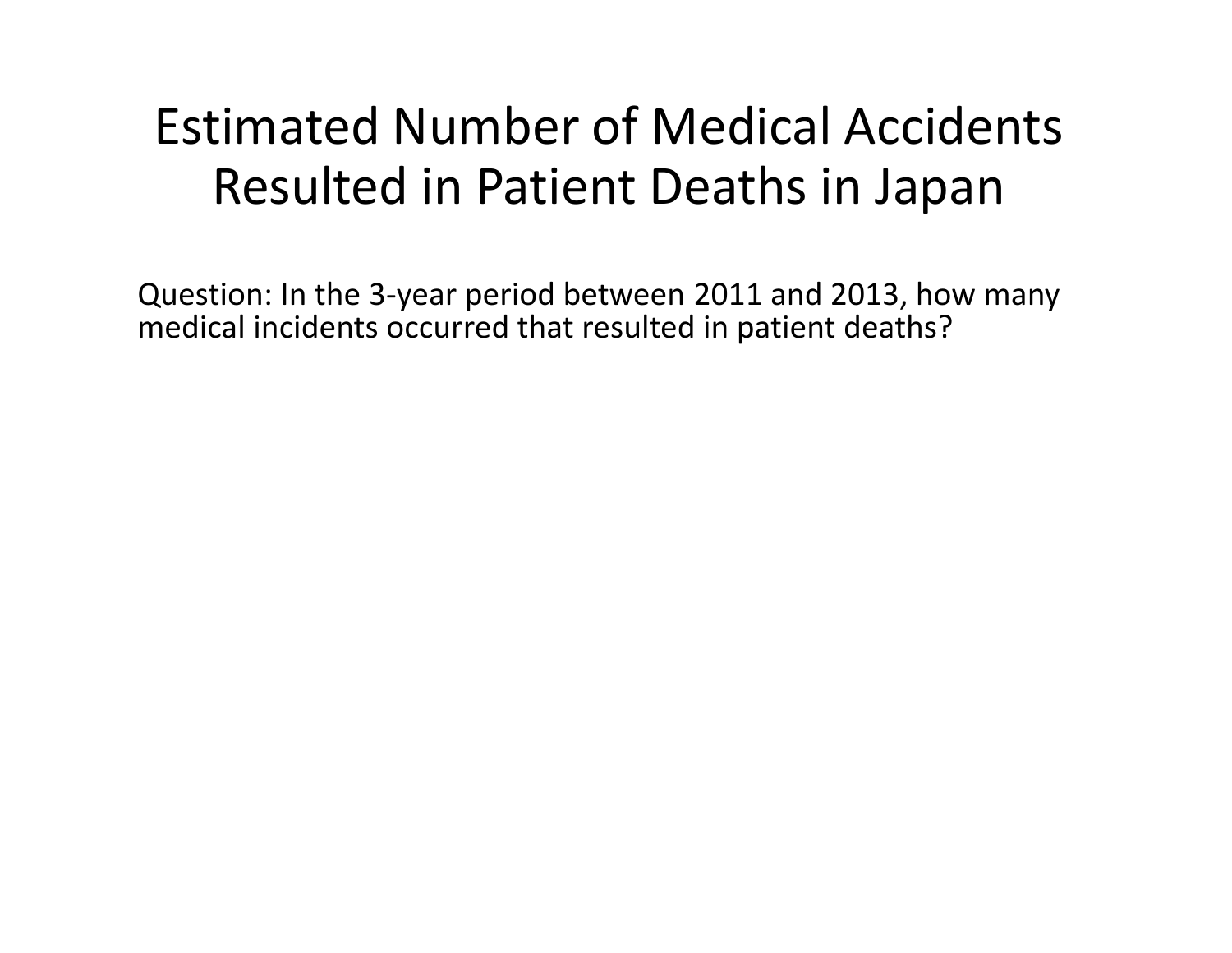# Estimated Number of Medical Accidents Resulted in Patient Deaths in Japan

Question: In the 3-year period between 2011 and 2013, how many medical incidents occurred that resulted in patient deaths?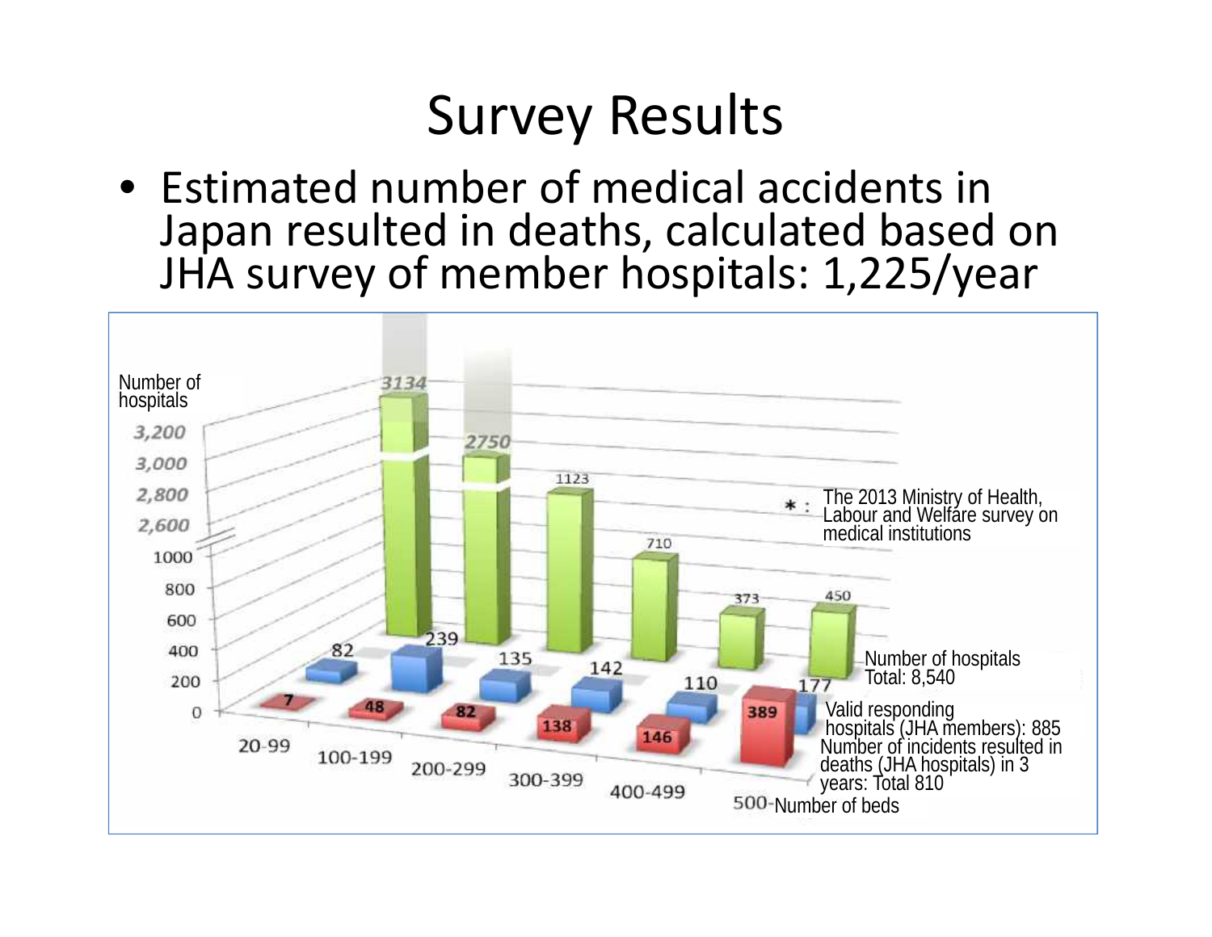# Survey Results

- Estimated number of medical accidents in Japan resulted in deaths, calculated based on JHA survey of member hospitals: 1,225/year

| Number of beds | Number of hospitals* | Valid responding hospitals (JHA members) | Number of incidents resulted in deaths (JHA hospitals) in 3 years |
|---|---|---|---|
| 20-99 | 3134 | 82 | 7 |
| 100-199 | 2750 | 239 | 48 |
| 200-299 | 1123 | 135 | 82 |
| 300-399 | 710 | 142 | 138 |
| 400-499 | 373 | 110 | 146 |
| 500- | 450 | 177 | 389 |
| Total | 8,540 | 885 | 810 |

* : The 2013 Ministry of Health, Labour and Welfare survey on medical institutions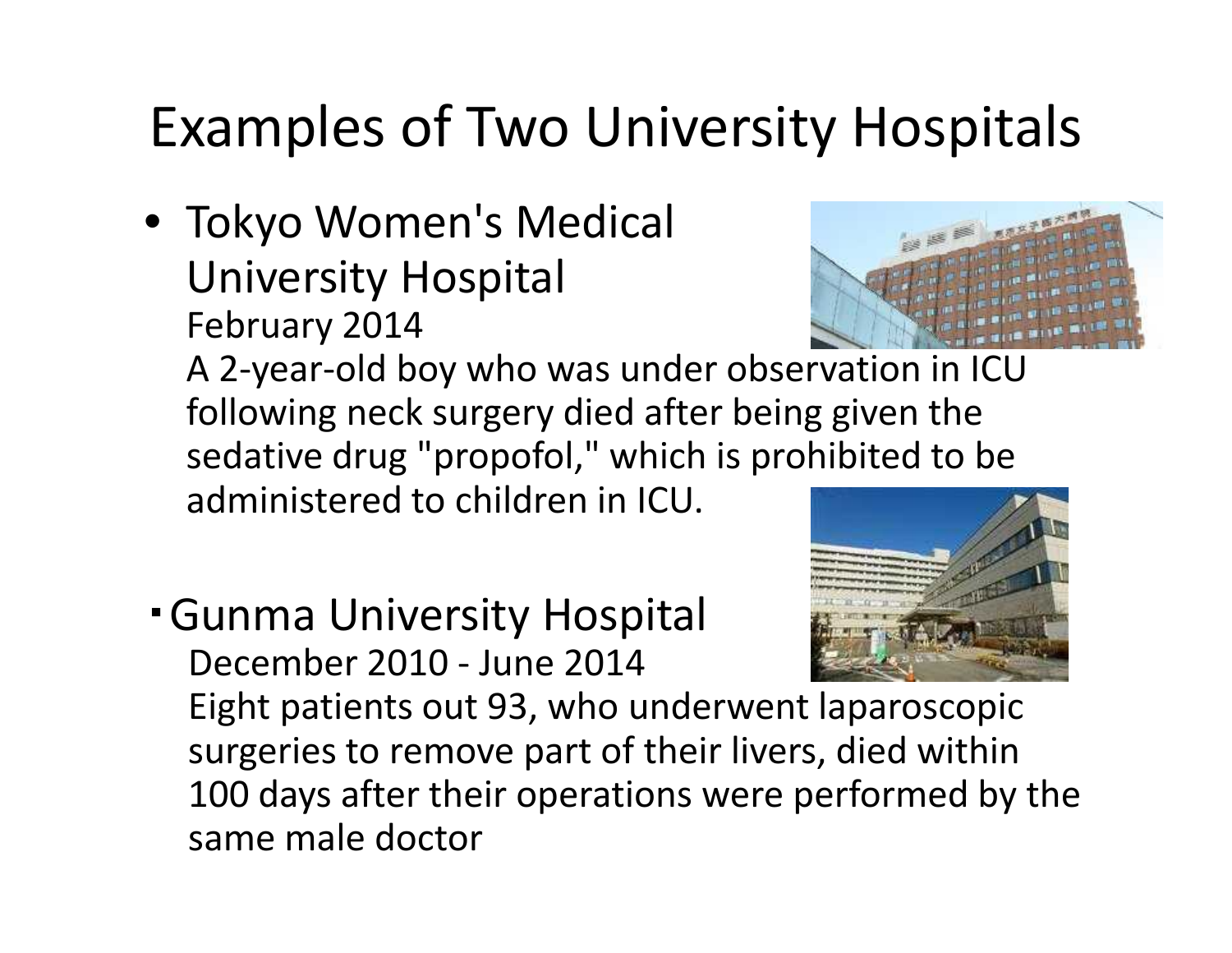# Examples of Two University Hospitals

- Tokyo Women's Medical University Hospital
  February 2014
  A 2-year-old boy who was under observation in ICU following neck surgery died after being given the sedative drug "propofol," which is prohibited to be administered to children in ICU.

- Gunma University Hospital
  December 2010 - June 2014
  Eight patients out 93, who underwent laparoscopic surgeries to remove part of their livers, died within 100 days after their operations were performed by the same male doctor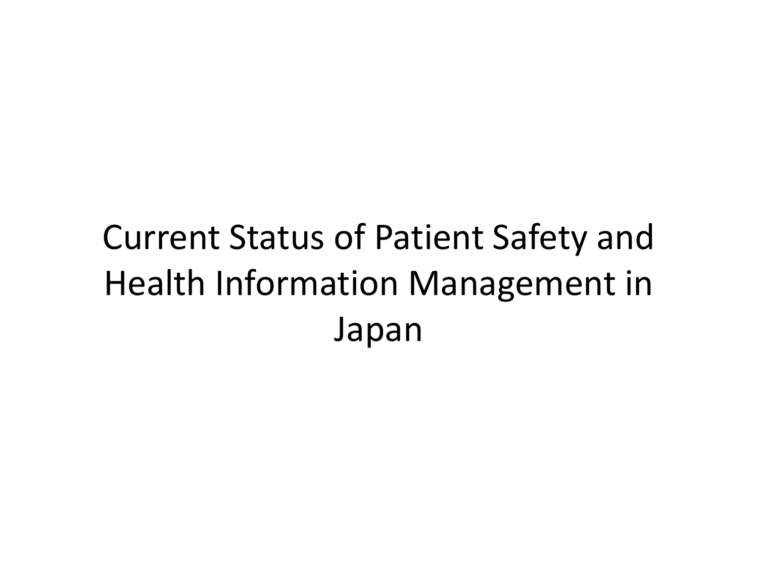# Current Status of Patient Safety and Health Information Management in Japan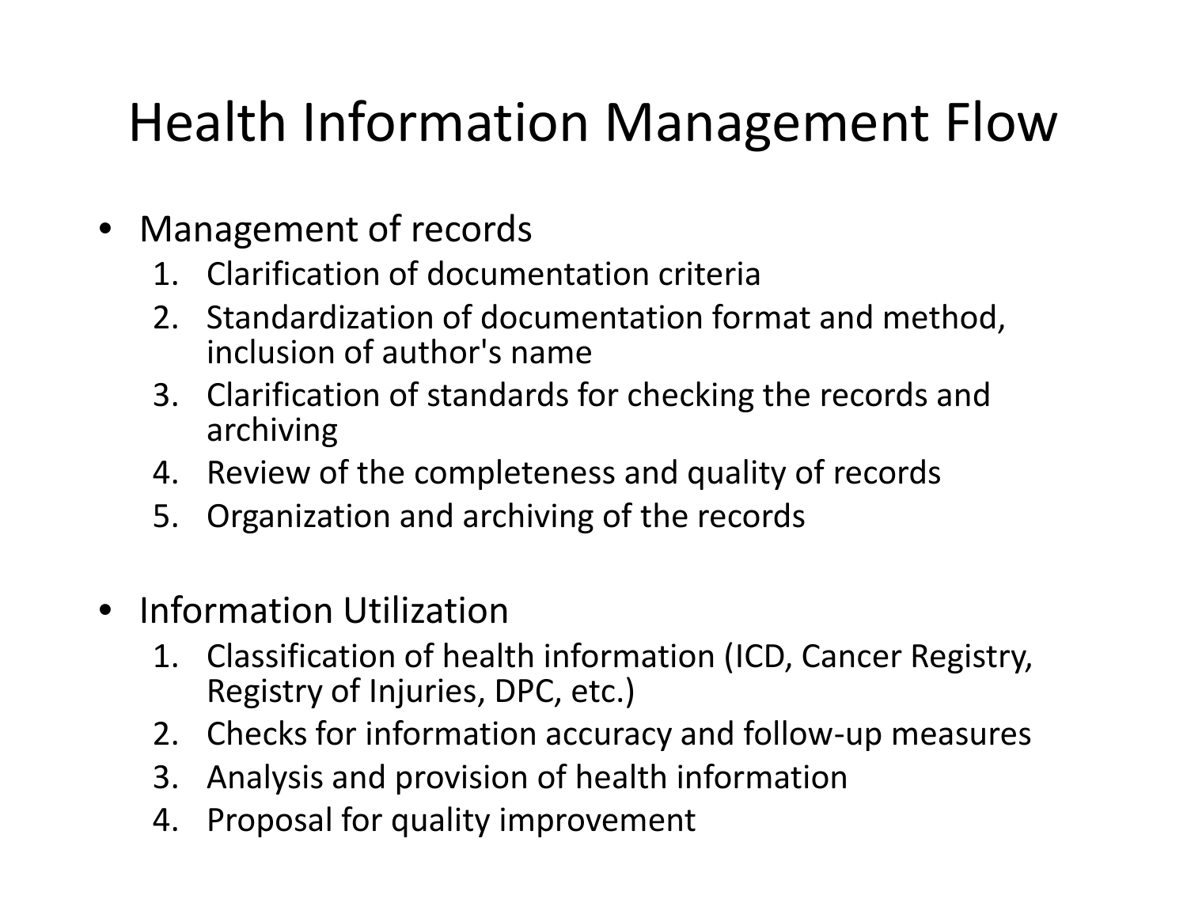# Health Information Management Flow

- Management of records
  1. Clarification of documentation criteria
  2. Standardization of documentation format and method, inclusion of author's name
  3. Clarification of standards for checking the records and archiving
  4. Review of the completeness and quality of records
  5. Organization and archiving of the records

- Information Utilization
  1. Classification of health information (ICD, Cancer Registry, Registry of Injuries, DPC, etc.)
  2. Checks for information accuracy and follow-up measures
  3. Analysis and provision of health information
  4. Proposal for quality improvement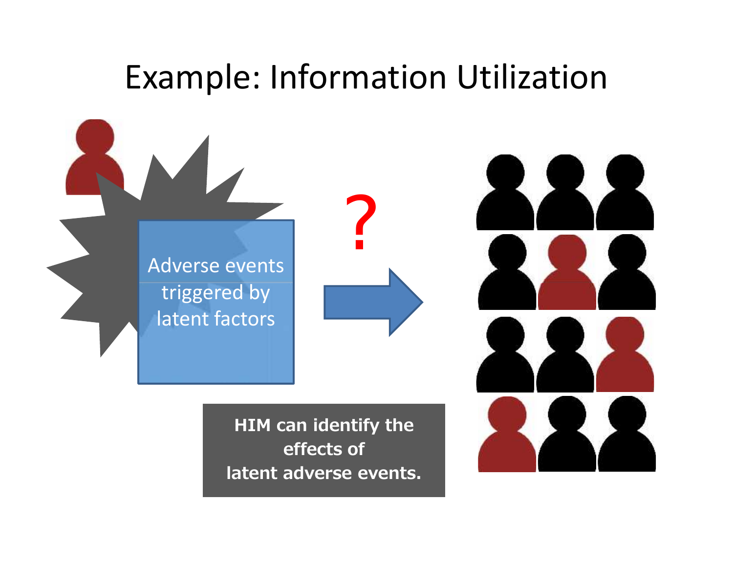# Example: Information Utilization

Adverse events triggered by latent factors

?

**HIM can identify the effects of latent adverse events.**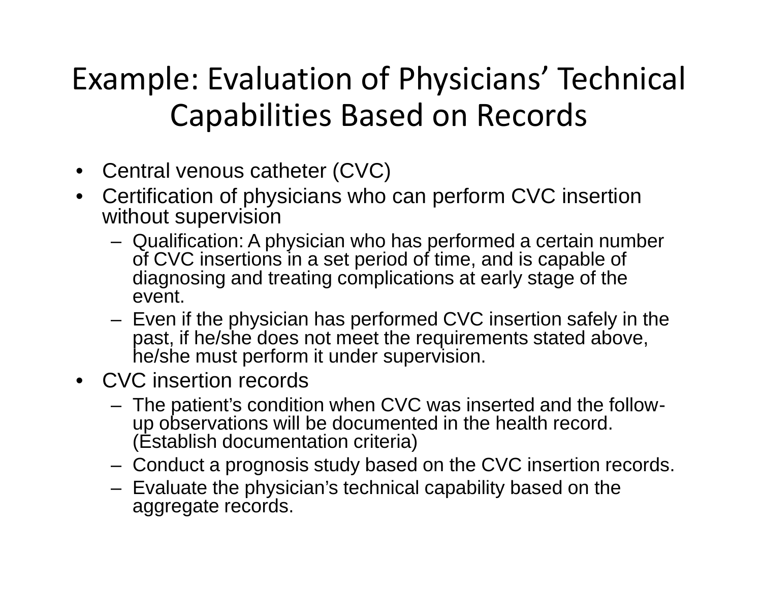# Example: Evaluation of Physicians' Technical Capabilities Based on Records

- Central venous catheter (CVC)
- Certification of physicians who can perform CVC insertion without supervision
  - Qualification: A physician who has performed a certain number of CVC insertions in a set period of time, and is capable of diagnosing and treating complications at early stage of the event.
  - Even if the physician has performed CVC insertion safely in the past, if he/she does not meet the requirements stated above, he/she must perform it under supervision.
- CVC insertion records
  - The patient's condition when CVC was inserted and the follow-up observations will be documented in the health record. (Establish documentation criteria)
  - Conduct a prognosis study based on the CVC insertion records.
  - Evaluate the physician's technical capability based on the aggregate records.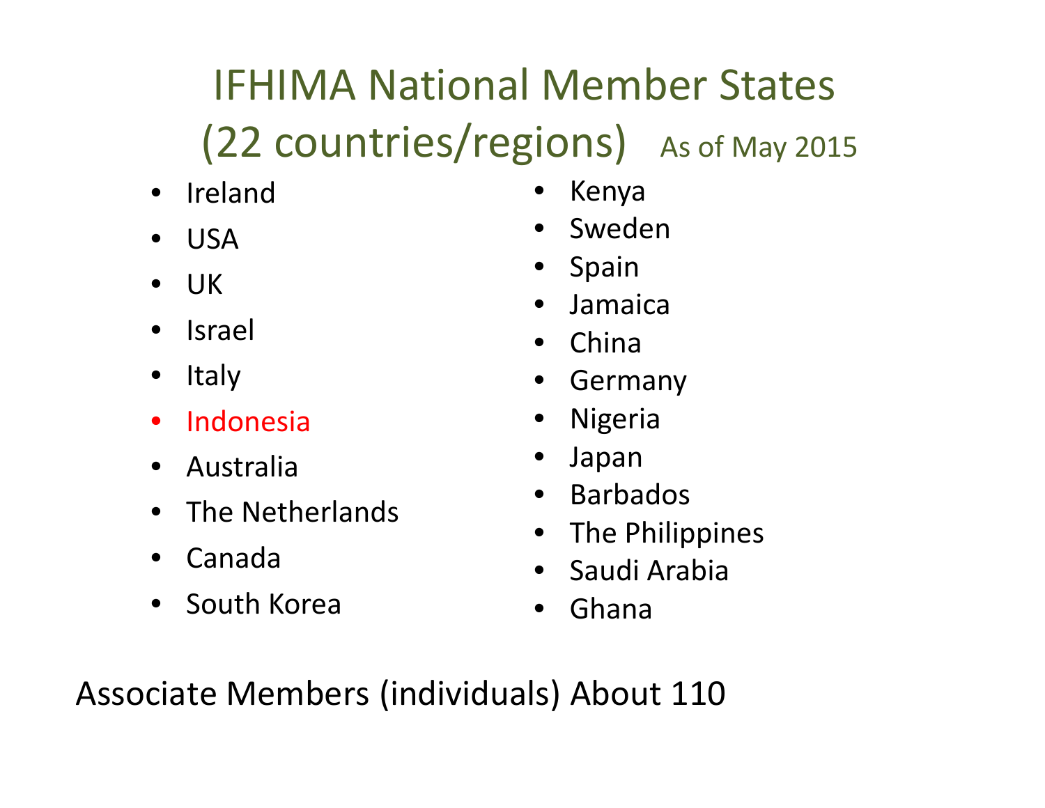# IFHIMA National Member States (22 countries/regions) As of May 2015

- Ireland
- USA
- UK
- Israel
- Italy
- Indonesia
- Australia
- The Netherlands
- Canada
- South Korea
- Kenya
- Sweden
- Spain
- Jamaica
- China
- Germany
- Nigeria
- Japan
- Barbados
- The Philippines
- Saudi Arabia
- Ghana

Associate Members (individuals) About 110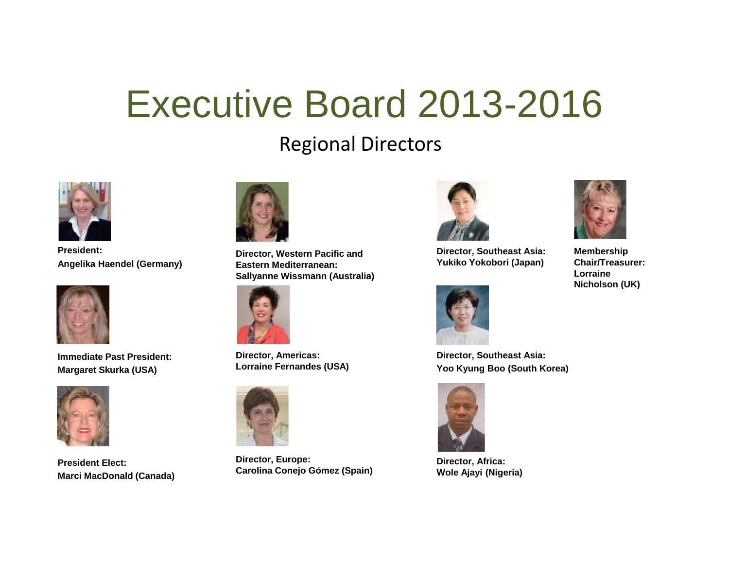# Executive Board 2013-2016

## Regional Directors

**President:**
**Angelika Haendel (Germany)**

**Immediate Past President:**
**Margaret Skurka (USA)**

**President Elect:**
**Marci MacDonald (Canada)**

**Director, Western Pacific and Eastern Mediterranean:**
**Sallyanne Wissmann (Australia)**

**Director, Americas:**
**Lorraine Fernandes (USA)**

**Director, Europe:**
**Carolina Conejo Gómez (Spain)**

**Director, Southeast Asia:**
**Yukiko Yokobori (Japan)**

**Director, Southeast Asia:**
**Yoo Kyung Boo (South Korea)**

**Director, Africa:**
**Wole Ajayi (Nigeria)**

**Membership Chair/Treasurer:**
**Lorraine Nicholson (UK)**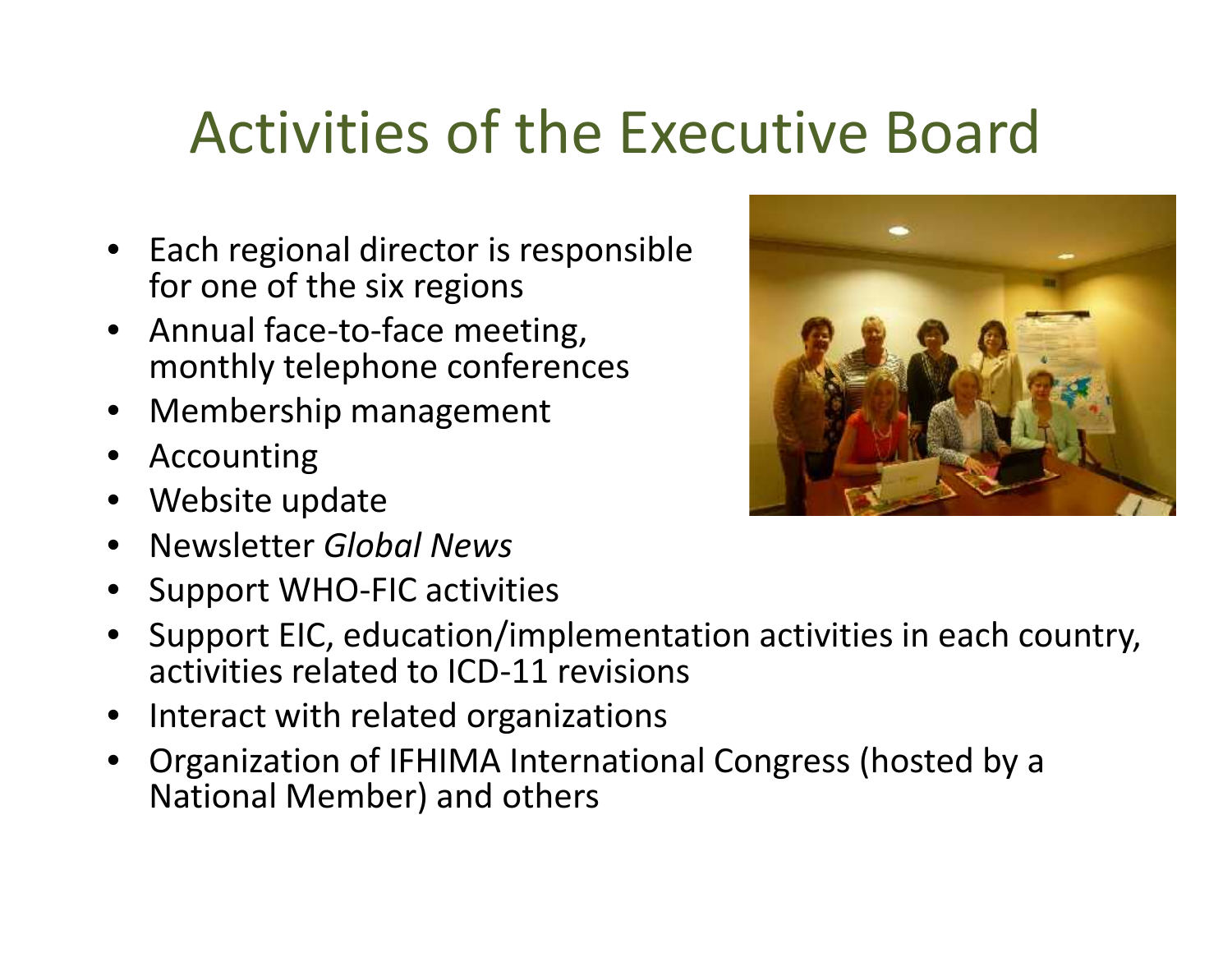# Activities of the Executive Board

- Each regional director is responsible for one of the six regions
- Annual face-to-face meeting, monthly telephone conferences
- Membership management
- Accounting
- Website update
- Newsletter *Global News*
- Support WHO-FIC activities
- Support EIC, education/implementation activities in each country, activities related to ICD-11 revisions
- Interact with related organizations
- Organization of IFHIMA International Congress (hosted by a National Member) and others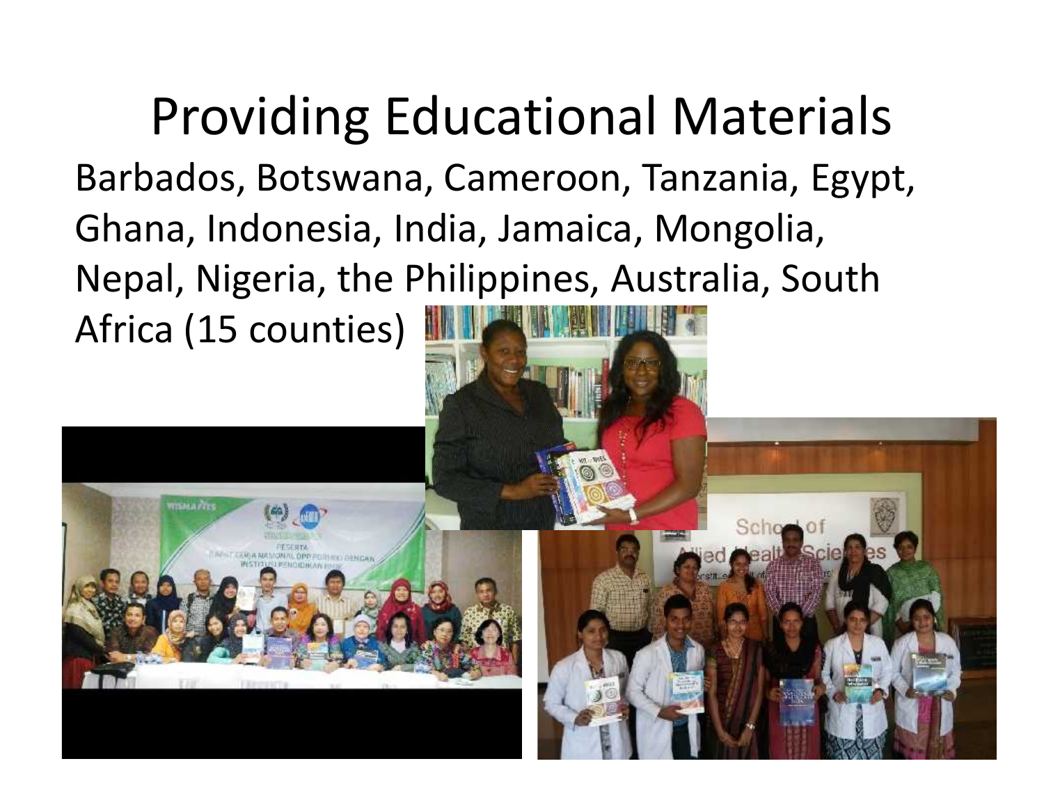# Providing Educational Materials

Barbados, Botswana, Cameroon, Tanzania, Egypt, Ghana, Indonesia, India, Jamaica, Mongolia, Nepal, Nigeria, the Philippines, Australia, South Africa (15 counties)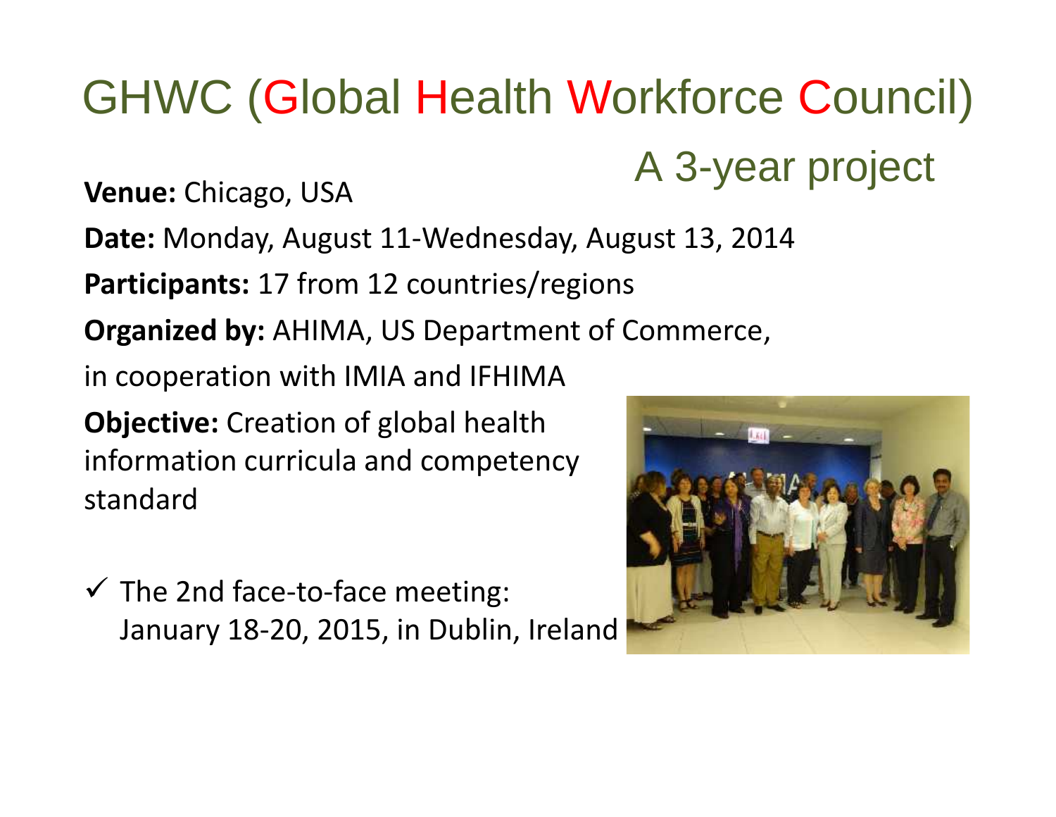# GHWC (Global Health Workforce Council)

## A 3-year project

**Venue:** Chicago, USA

**Date:** Monday, August 11-Wednesday, August 13, 2014

**Participants:** 17 from 12 countries/regions

**Organized by:** AHIMA, US Department of Commerce, in cooperation with IMIA and IFHIMA

**Objective:** Creation of global health information curricula and competency standard

✓ The 2nd face-to-face meeting: January 18-20, 2015, in Dublin, Ireland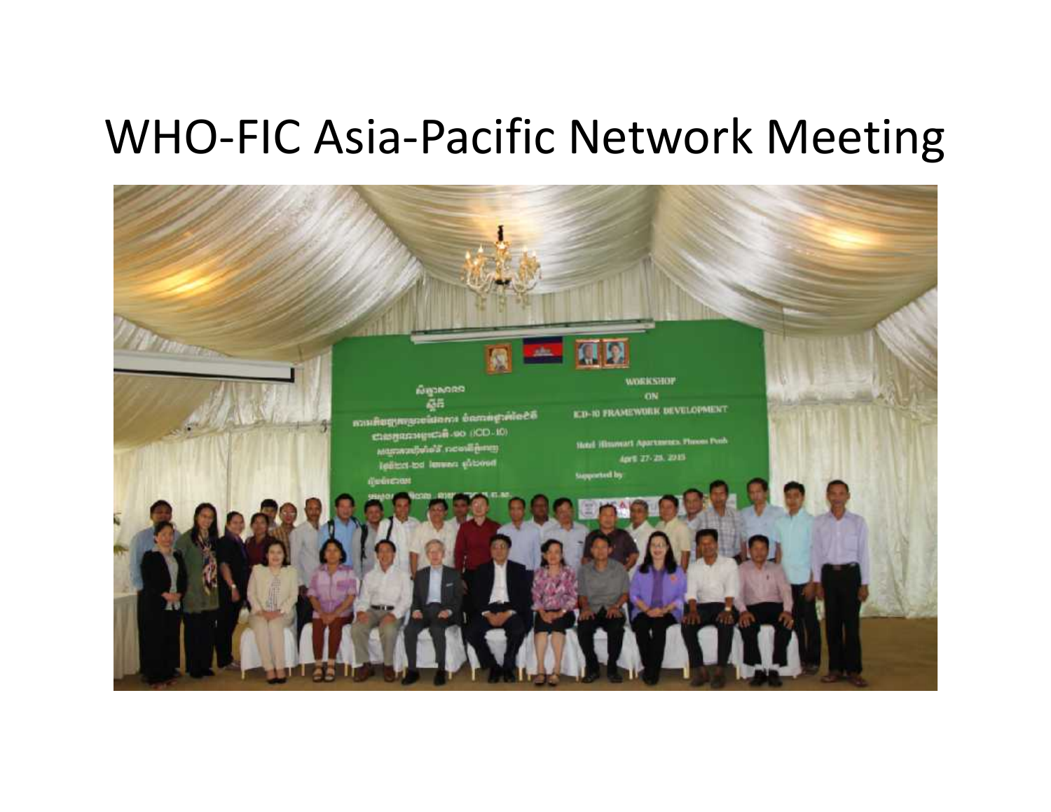# WHO-FIC Asia-Pacific Network Meeting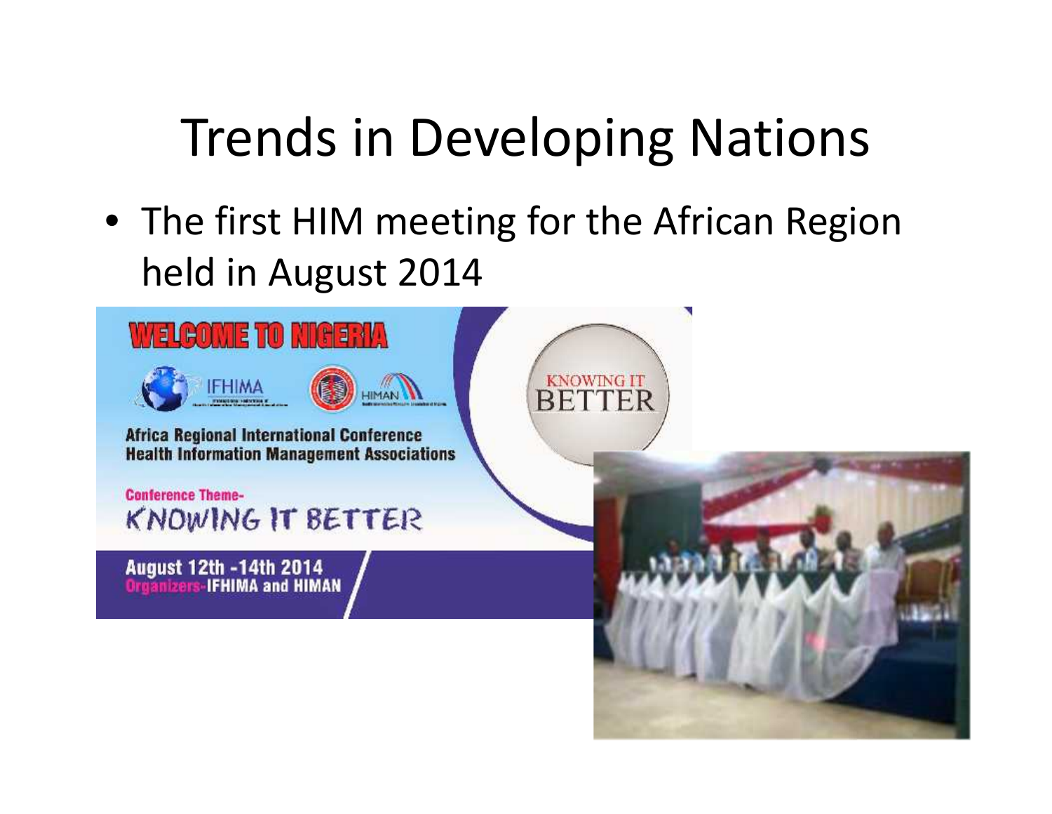# Trends in Developing Nations

- The first HIM meeting for the African Region held in August 2014

WELCOME TO NIGERIA

IFHIMA HIMAN

Africa Regional International Conference
Health Information Management Associations

Conference Theme-
KNOWING IT BETTER

August 12th -14th 2014
Organizers-IFHIMA and HIMAN

KNOWING IT BETTER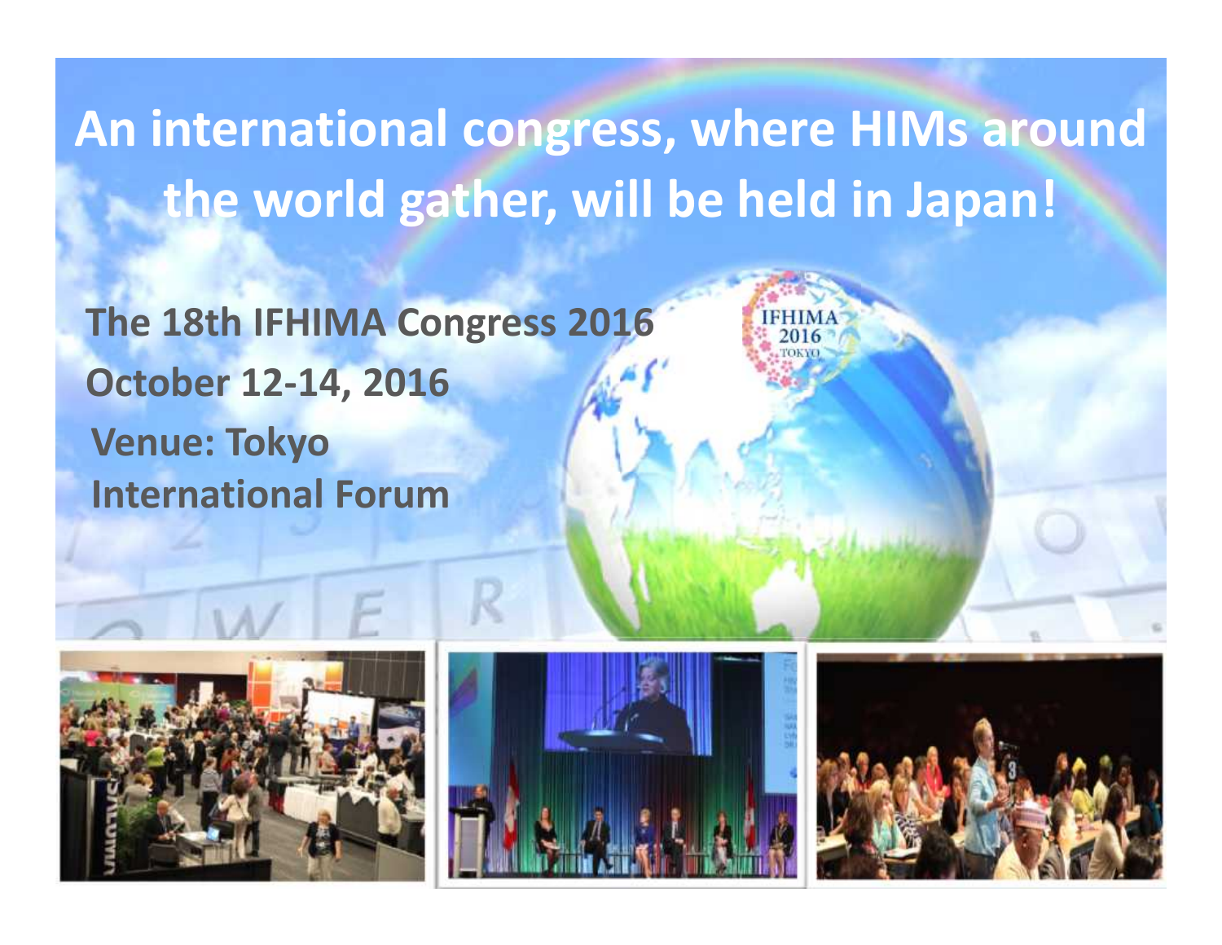# An international congress, where HIMs around the world gather, will be held in Japan!

**The 18th IFHIMA Congress 2016**

**October 12-14, 2016**

**Venue: Tokyo International Forum**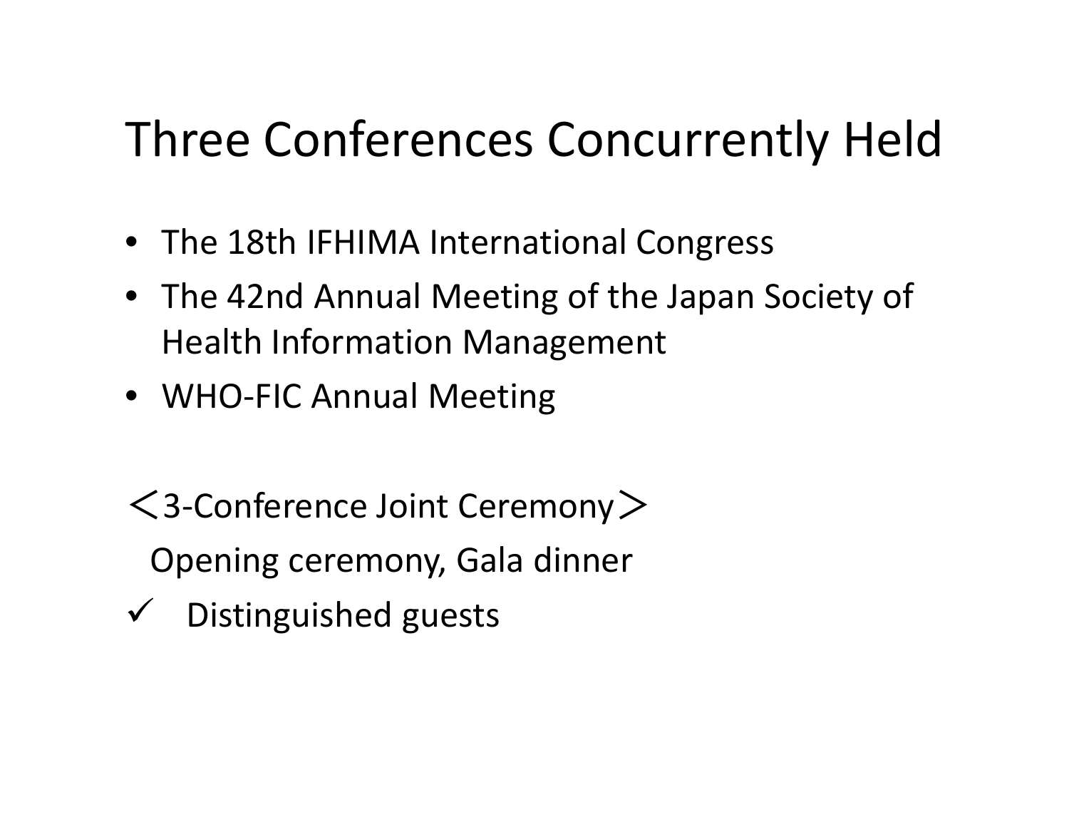# Three Conferences Concurrently Held

- The 18th IFHIMA International Congress
- The 42nd Annual Meeting of the Japan Society of Health Information Management
- WHO-FIC Annual Meeting

＜3-Conference Joint Ceremony＞

Opening ceremony, Gala dinner

✓ Distinguished guests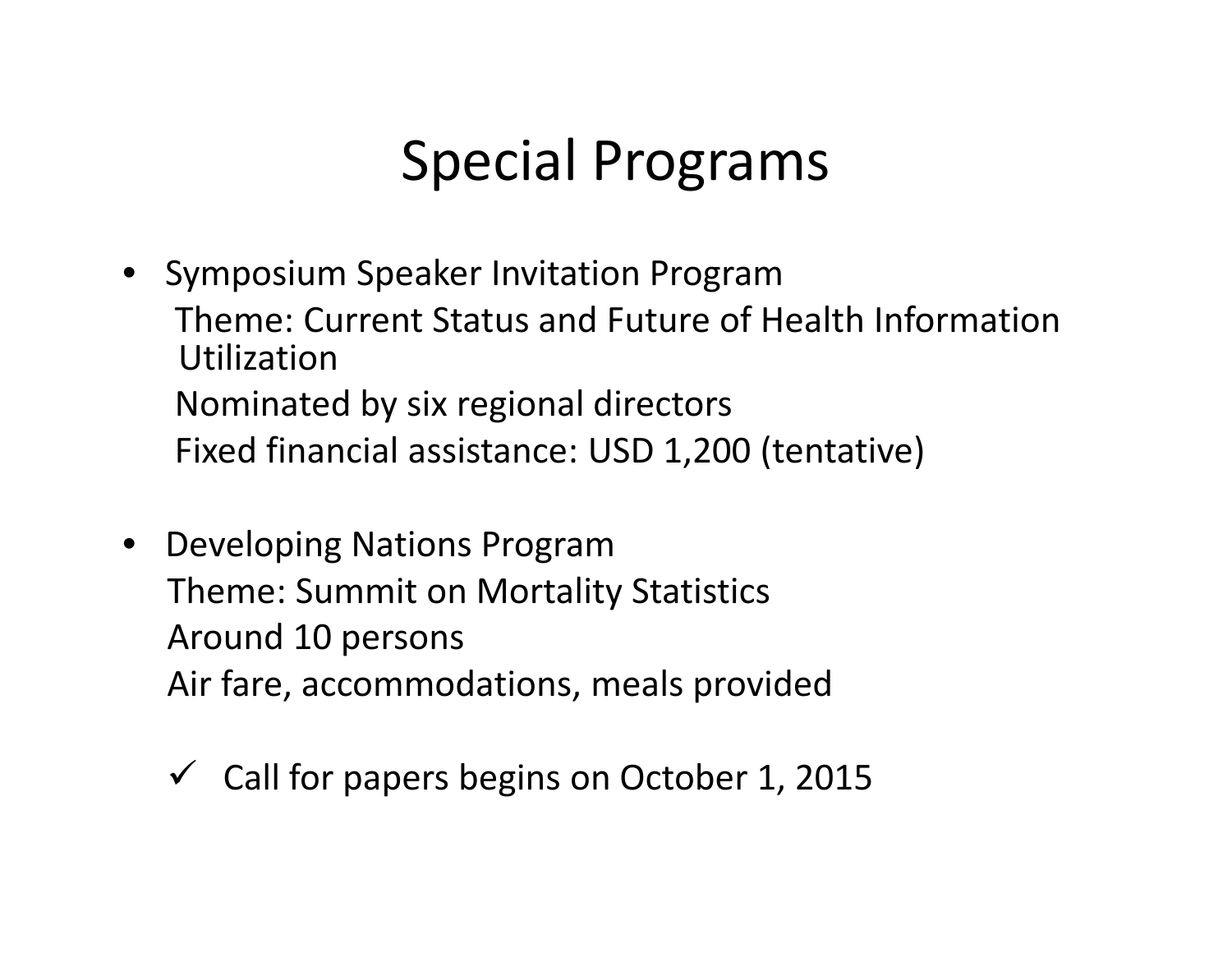# Special Programs

- Symposium Speaker Invitation Program
  Theme: Current Status and Future of Health Information Utilization
  Nominated by six regional directors
  Fixed financial assistance: USD 1,200 (tentative)

- Developing Nations Program
  Theme: Summit on Mortality Statistics
  Around 10 persons
  Air fare, accommodations, meals provided

  ✓ Call for papers begins on October 1, 2015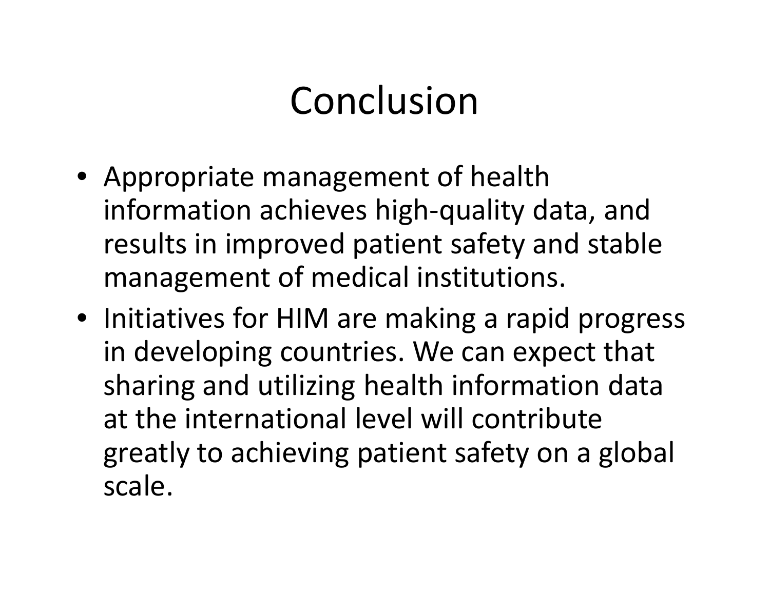# Conclusion

- Appropriate management of health information achieves high-quality data, and results in improved patient safety and stable management of medical institutions.
- Initiatives for HIM are making a rapid progress in developing countries. We can expect that sharing and utilizing health information data at the international level will contribute greatly to achieving patient safety on a global scale.